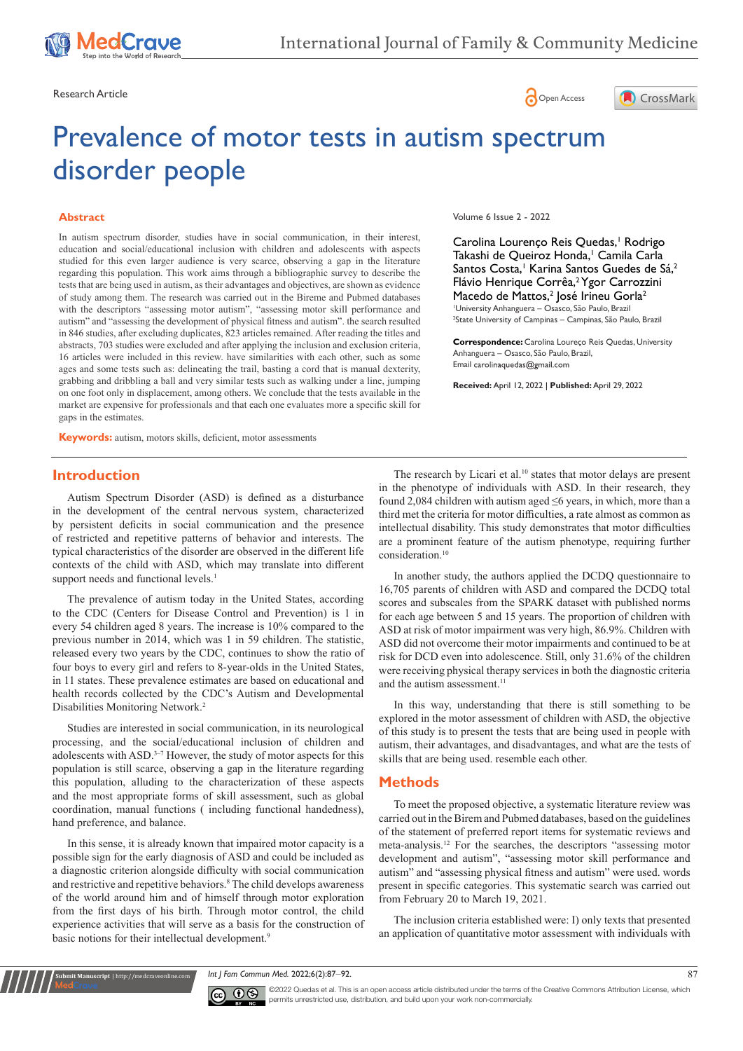Research Article

# Prevalence of motor tests in autism spectrum disorder people

Volume 6 Issue 2 - 2022

Carolina Lourenço Reis Quedas,[1] Rodrigo Takashi de Queiroz Honda,[1] Camila Carla Santos Costa,[1] Karina Santos Guedes de Sá,[2] Flávio Henrique Corrêa,[2] Ygor Carrozzini Macedo de Mattos,[2] José Irineu Gorla[2]

[1]University Anhanguera – Osasco, São Paulo, Brazil
[2]State University of Campinas – Campinas, São Paulo, Brazil

**Correspondence:** Carolina Loureço Reis Quedas, University Anhanguera – Osasco, São Paulo, Brazil,
Email carolinaquedas@gmail.com

**Received:** April 12, 2022 | **Published:** April 29, 2022

## Abstract

In autism spectrum disorder, studies have in social communication, in their interest, education and social/educational inclusion with children and adolescents with aspects studied for this even larger audience is very scarce, observing a gap in the literature regarding this population. This work aims through a bibliographic survey to describe the tests that are being used in autism, as their advantages and objectives, are shown as evidence of study among them. The research was carried out in the Bireme and Pubmed databases with the descriptors "assessing motor autism", "assessing motor skill performance and autism" and "assessing the development of physical fitness and autism". the search resulted in 846 studies, after excluding duplicates, 823 articles remained. After reading the titles and abstracts, 703 studies were excluded and after applying the inclusion and exclusion criteria, 16 articles were included in this review. have similarities with each other, such as some ages and some tests such as: delineating the trail, basting a cord that is manual dexterity, grabbing and dribbling a ball and very similar tests such as walking under a line, jumping on one foot only in displacement, among others. We conclude that the tests available in the market are expensive for professionals and that each one evaluates more a specific skill for gaps in the estimates.

**Keywords:** autism, motors skills, deficient, motor assessments

## Introduction

Autism Spectrum Disorder (ASD) is defined as a disturbance in the development of the central nervous system, characterized by persistent deficits in social communication and the presence of restricted and repetitive patterns of behavior and interests. The typical characteristics of the disorder are observed in the different life contexts of the child with ASD, which may translate into different support needs and functional levels.[1]

The prevalence of autism today in the United States, according to the CDC (Centers for Disease Control and Prevention) is 1 in every 54 children aged 8 years. The increase is 10% compared to the previous number in 2014, which was 1 in 59 children. The statistic, released every two years by the CDC, continues to show the ratio of four boys to every girl and refers to 8-year-olds in the United States, in 11 states. These prevalence estimates are based on educational and health records collected by the CDC's Autism and Developmental Disabilities Monitoring Network.[2]

Studies are interested in social communication, in its neurological processing, and the social/educational inclusion of children and adolescents with ASD.[3–7] However, the study of motor aspects for this population is still scarce, observing a gap in the literature regarding this population, alluding to the characterization of these aspects and the most appropriate forms of skill assessment, such as global coordination, manual functions ( including functional handedness), hand preference, and balance.

In this sense, it is already known that impaired motor capacity is a possible sign for the early diagnosis of ASD and could be included as a diagnostic criterion alongside difficulty with social communication and restrictive and repetitive behaviors.[8] The child develops awareness of the world around him and of himself through motor exploration from the first days of his birth. Through motor control, the child experience activities that will serve as a basis for the construction of basic notions for their intellectual development.[9]

The research by Licari et al.[10] states that motor delays are present in the phenotype of individuals with ASD. In their research, they found 2,084 children with autism aged ≤6 years, in which, more than a third met the criteria for motor difficulties, a rate almost as common as intellectual disability. This study demonstrates that motor difficulties are a prominent feature of the autism phenotype, requiring further consideration.[10]

In another study, the authors applied the DCDQ questionnaire to 16,705 parents of children with ASD and compared the DCDQ total scores and subscales from the SPARK dataset with published norms for each age between 5 and 15 years. The proportion of children with ASD at risk of motor impairment was very high, 86.9%. Children with ASD did not overcome their motor impairments and continued to be at risk for DCD even into adolescence. Still, only 31.6% of the children were receiving physical therapy services in both the diagnostic criteria and the autism assessment.[11]

In this way, understanding that there is still something to be explored in the motor assessment of children with ASD, the objective of this study is to present the tests that are being used in people with autism, their advantages, and disadvantages, and what are the tests of skills that are being used. resemble each other.

## Methods

To meet the proposed objective, a systematic literature review was carried out in the Birem and Pubmed databases, based on the guidelines of the statement of preferred report items for systematic reviews and meta-analysis.[12] For the searches, the descriptors "assessing motor development and autism", "assessing motor skill performance and autism" and "assessing physical fitness and autism" were used. words present in specific categories. This systematic search was carried out from February 20 to March 19, 2021.

The inclusion criteria established were: I) only texts that presented an application of quantitative motor assessment with individuals with

©2022 Quedas et al. This is an open access article distributed under the terms of the Creative Commons Attribution License, which permits unrestricted use, distribution, and build upon your work non-commercially.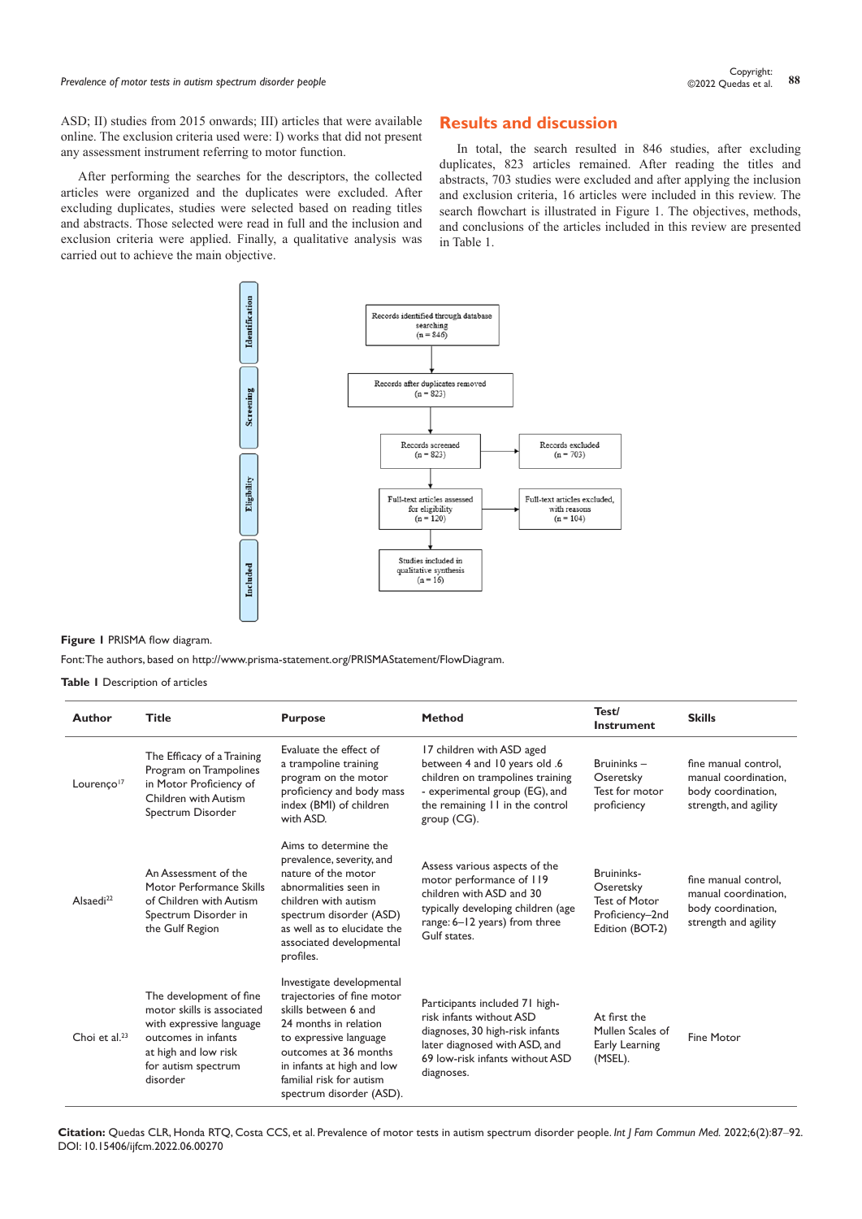ASD; II) studies from 2015 onwards; III) articles that were available online. The exclusion criteria used were: I) works that did not present any assessment instrument referring to motor function.

After performing the searches for the descriptors, the collected articles were organized and the duplicates were excluded. After excluding duplicates, studies were selected based on reading titles and abstracts. Those selected were read in full and the inclusion and exclusion criteria were applied. Finally, a qualitative analysis was carried out to achieve the main objective.

## Results and discussion

In total, the search resulted in 846 studies, after excluding duplicates, 823 articles remained. After reading the titles and abstracts, 703 studies were excluded and after applying the inclusion and exclusion criteria, 16 articles were included in this review. The search flowchart is illustrated in Figure 1. The objectives, methods, and conclusions of the articles included in this review are presented in Table 1.

Identification: Records identified through database searching (n = 846)

Screening: Records after duplicates removed (n = 823)

Records screened (n = 823) → Records excluded (n = 703)

Eligibility: Full-text articles assessed for eligibility (n = 120) → Full-text articles excluded, with reasons (n = 104)

Included: Studies included in qualitative synthesis (n = 16)

**Figure 1** PRISMA flow diagram.

Font: The authors, based on http://www.prisma-statement.org/PRISMAStatement/FlowDiagram.

**Table 1** Description of articles

| Author | Title | Purpose | Method | Test/ Instrument | Skills |
|---|---|---|---|---|---|
| Lourenço[17] | The Efficacy of a Training Program on Trampolines in Motor Proficiency of Children with Autism Spectrum Disorder | Evaluate the effect of a trampoline training program on the motor proficiency and body mass index (BMI) of children with ASD. | 17 children with ASD aged between 4 and 10 years old .6 children on trampolines training - experimental group (EG), and the remaining 11 in the control group (CG). | Bruininks – Oseretsky Test for motor proficiency | fine manual control, manual coordination, body coordination, strength, and agility |
| Alsaedi[22] | An Assessment of the Motor Performance Skills of Children with Autism Spectrum Disorder in the Gulf Region | Aims to determine the prevalence, severity, and nature of the motor abnormalities seen in children with autism spectrum disorder (ASD) as well as to elucidate the associated developmental profiles. | Assess various aspects of the motor performance of 119 children with ASD and 30 typically developing children (age range: 6–12 years) from three Gulf states. | Bruininks-Oseretsky Test of Motor Proficiency–2nd Edition (BOT-2) | fine manual control, manual coordination, body coordination, strength and agility |
| Choi et al.[23] | The development of fine motor skills is associated with expressive language outcomes in infants at high and low risk for autism spectrum disorder | Investigate developmental trajectories of fine motor skills between 6 and 24 months in relation to expressive language outcomes at 36 months in infants at high and low familial risk for autism spectrum disorder (ASD). | Participants included 71 high-risk infants without ASD diagnoses, 30 high-risk infants later diagnosed with ASD, and 69 low-risk infants without ASD diagnoses. | At first the Mullen Scales of Early Learning (MSEL). | Fine Motor |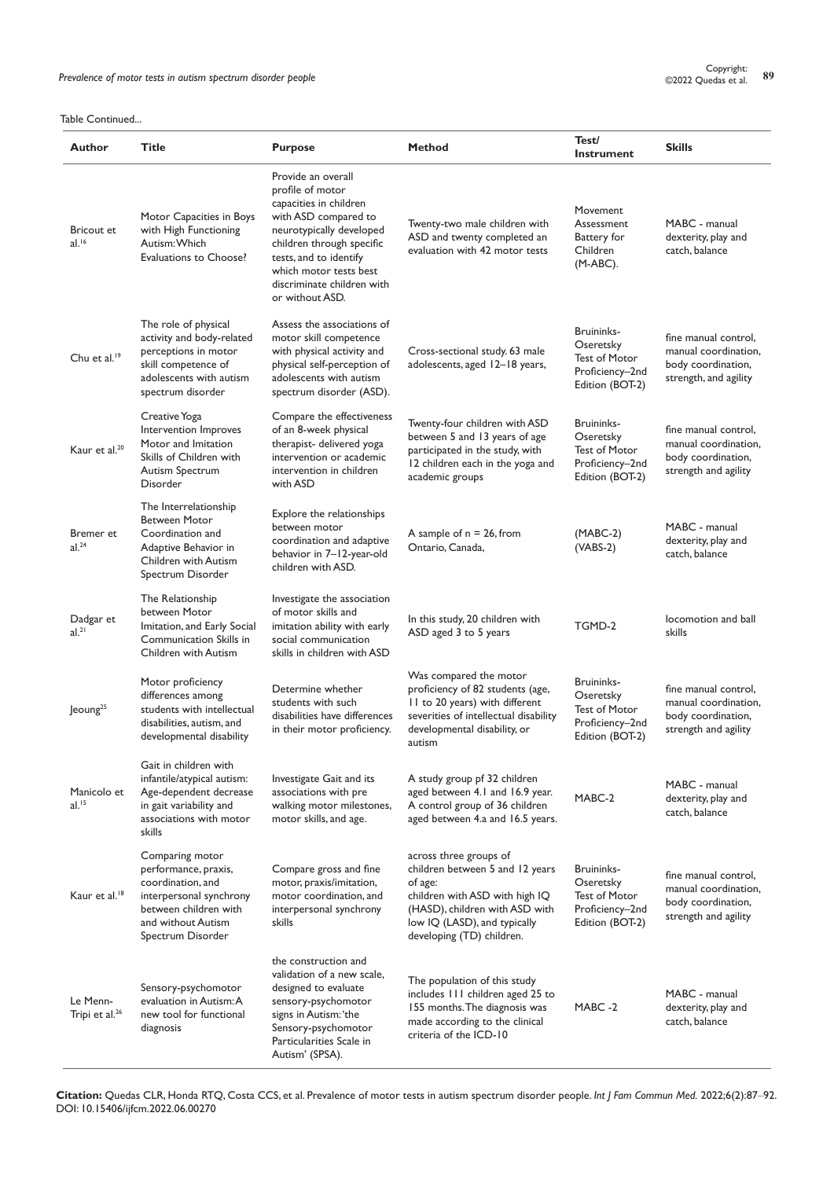Table Continued...

| Author | Title | Purpose | Method | Test/ Instrument | Skills |
|---|---|---|---|---|---|
| Bricout et al.[16] | Motor Capacities in Boys with High Functioning Autism: Which Evaluations to Choose? | Provide an overall profile of motor capacities in children with ASD compared to neurotypically developed children through specific tests, and to identify which motor tests best discriminate children with or without ASD. | Twenty-two male children with ASD and twenty completed an evaluation with 42 motor tests | Movement Assessment Battery for Children (M-ABC). | MABC - manual dexterity, play and catch, balance |
| Chu et al.[19] | The role of physical activity and body-related perceptions in motor skill competence of adolescents with autism spectrum disorder | Assess the associations of motor skill competence with physical activity and physical self-perception of adolescents with autism spectrum disorder (ASD). | Cross-sectional study. 63 male adolescents, aged 12–18 years, | Bruininks-Oseretsky Test of Motor Proficiency–2nd Edition (BOT-2) | fine manual control, manual coordination, body coordination, strength, and agility |
| Kaur et al.[20] | Creative Yoga Intervention Improves Motor and Imitation Skills of Children with Autism Spectrum Disorder | Compare the effectiveness of an 8-week physical therapist- delivered yoga intervention or academic intervention in children with ASD | Twenty-four children with ASD between 5 and 13 years of age participated in the study, with 12 children each in the yoga and academic groups | Bruininks-Oseretsky Test of Motor Proficiency–2nd Edition (BOT-2) | fine manual control, manual coordination, body coordination, strength and agility |
| Bremer et al.[24] | The Interrelationship Between Motor Coordination and Adaptive Behavior in Children with Autism Spectrum Disorder | Explore the relationships between motor coordination and adaptive behavior in 7–12-year-old children with ASD. | A sample of n = 26, from Ontario, Canada, | (MABC-2) (VABS-2) | MABC - manual dexterity, play and catch, balance |
| Dadgar et al.[21] | The Relationship between Motor Imitation, and Early Social Communication Skills in Children with Autism | Investigate the association of motor skills and imitation ability with early social communication skills in children with ASD | In this study, 20 children with ASD aged 3 to 5 years | TGMD-2 | locomotion and ball skills |
| Jeoung[25] | Motor proficiency differences among students with intellectual disabilities, autism, and developmental disability | Determine whether students with such disabilities have differences in their motor proficiency. | Was compared the motor proficiency of 82 students (age, 11 to 20 years) with different severities of intellectual disability developmental disability, or autism | Bruininks-Oseretsky Test of Motor Proficiency–2nd Edition (BOT-2) | fine manual control, manual coordination, body coordination, strength and agility |
| Manicolo et al.[15] | Gait in children with infantile/atypical autism: Age-dependent decrease in gait variability and associations with motor skills | Investigate Gait and its associations with pre walking motor milestones, motor skills, and age. | A study group pf 32 children aged between 4.1 and 16.9 year. A control group of 36 children aged between 4.a and 16.5 years. | MABC-2 | MABC - manual dexterity, play and catch, balance |
| Kaur et al.[18] | Comparing motor performance, praxis, coordination, and interpersonal synchrony between children with and without Autism Spectrum Disorder | Compare gross and fine motor, praxis/imitation, motor coordination, and interpersonal synchrony skills | across three groups of children between 5 and 12 years of age: children with ASD with high IQ (HASD), children with ASD with low IQ (LASD), and typically developing (TD) children. | Bruininks-Oseretsky Test of Motor Proficiency–2nd Edition (BOT-2) | fine manual control, manual coordination, body coordination, strength and agility |
| Le Menn-Tripi et al.[26] | Sensory-psychomotor evaluation in Autism: A new tool for functional diagnosis | the construction and validation of a new scale, designed to evaluate sensory-psychomotor signs in Autism: 'the Sensory-psychomotor Particularities Scale in Autism' (SPSA). | The population of this study includes 111 children aged 25 to 155 months. The diagnosis was made according to the clinical criteria of the ICD-10 | MABC -2 | MABC - manual dexterity, play and catch, balance |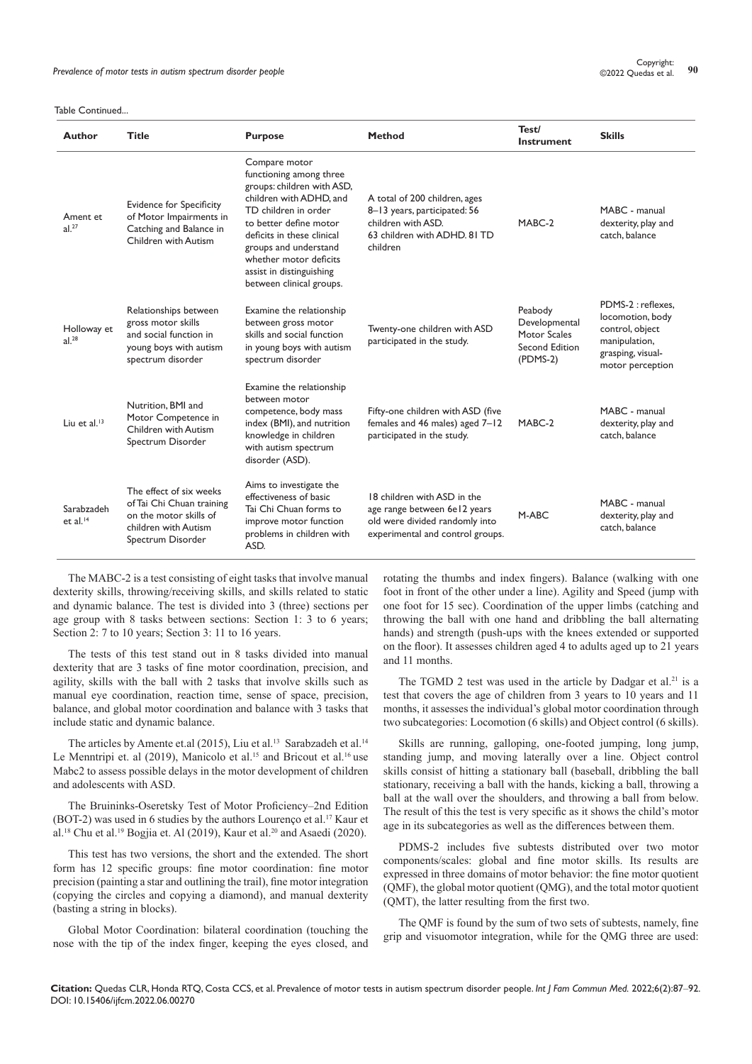Table Continued...

| Author | Title | Purpose | Method | Test/ Instrument | Skills |
|---|---|---|---|---|---|
| Ament et al.[27] | Evidence for Specificity of Motor Impairments in Catching and Balance in Children with Autism | Compare motor functioning among three groups: children with ASD, children with ADHD, and TD children in order to better define motor deficits in these clinical groups and understand whether motor deficits assist in distinguishing between clinical groups. | A total of 200 children, ages 8–13 years, participated: 56 children with ASD. 63 children with ADHD. 81 TD children | MABC-2 | MABC - manual dexterity, play and catch, balance |
| Holloway et al.[28] | Relationships between gross motor skills and social function in young boys with autism spectrum disorder | Examine the relationship between gross motor skills and social function in young boys with autism spectrum disorder | Twenty-one children with ASD participated in the study. | Peabody Developmental Motor Scales Second Edition (PDMS-2) | PDMS-2 : reflexes, locomotion, body control, object manipulation, grasping, visual-motor perception |
| Liu et al.[13] | Nutrition, BMI and Motor Competence in Children with Autism Spectrum Disorder | Examine the relationship between motor competence, body mass index (BMI), and nutrition knowledge in children with autism spectrum disorder (ASD). | Fifty-one children with ASD (five females and 46 males) aged 7–12 participated in the study. | MABC-2 | MABC - manual dexterity, play and catch, balance |
| Sarabzadeh et al.[14] | The effect of six weeks of Tai Chi Chuan training on the motor skills of children with Autism Spectrum Disorder | Aims to investigate the effectiveness of basic Tai Chi Chuan forms to improve motor function problems in children with ASD. | 18 children with ASD in the age range between 6e12 years old were divided randomly into experimental and control groups. | M-ABC | MABC - manual dexterity, play and catch, balance |

The MABC-2 is a test consisting of eight tasks that involve manual dexterity skills, throwing/receiving skills, and skills related to static and dynamic balance. The test is divided into 3 (three) sections per age group with 8 tasks between sections: Section 1: 3 to 6 years; Section 2: 7 to 10 years; Section 3: 11 to 16 years.

The tests of this test stand out in 8 tasks divided into manual dexterity that are 3 tasks of fine motor coordination, precision, and agility, skills with the ball with 2 tasks that involve skills such as manual eye coordination, reaction time, sense of space, precision, balance, and global motor coordination and balance with 3 tasks that include static and dynamic balance.

The articles by Amente et.al (2015), Liu et al.[13] Sarabzadeh et al.[14] Le Menntripi et. al (2019), Manicolo et al.[15] and Bricout et al.[16] use Mabc2 to assess possible delays in the motor development of children and adolescents with ASD.

The Bruininks-Oseretsky Test of Motor Proficiency–2nd Edition (BOT-2) was used in 6 studies by the authors Lourenço et al.[17] Kaur et al.[18] Chu et al.[19] Bogjia et. Al (2019), Kaur et al.[20] and Asaedi (2020).

This test has two versions, the short and the extended. The short form has 12 specific groups: fine motor coordination: fine motor precision (painting a star and outlining the trail), fine motor integration (copying the circles and copying a diamond), and manual dexterity (basting a string in blocks).

Global Motor Coordination: bilateral coordination (touching the nose with the tip of the index finger, keeping the eyes closed, and rotating the thumbs and index fingers). Balance (walking with one foot in front of the other under a line). Agility and Speed (jump with one foot for 15 sec). Coordination of the upper limbs (catching and throwing the ball with one hand and dribbling the ball alternating hands) and strength (push-ups with the knees extended or supported on the floor). It assesses children aged 4 to adults aged up to 21 years and 11 months.

The TGMD 2 test was used in the article by Dadgar et al.[21] is a test that covers the age of children from 3 years to 10 years and 11 months, it assesses the individual's global motor coordination through two subcategories: Locomotion (6 skills) and Object control (6 skills).

Skills are running, galloping, one-footed jumping, long jump, standing jump, and moving laterally over a line. Object control skills consist of hitting a stationary ball (baseball, dribbling the ball stationary, receiving a ball with the hands, kicking a ball, throwing a ball at the wall over the shoulders, and throwing a ball from below. The result of this the test is very specific as it shows the child's motor age in its subcategories as well as the differences between them.

PDMS-2 includes five subtests distributed over two motor components/scales: global and fine motor skills. Its results are expressed in three domains of motor behavior: the fine motor quotient (QMF), the global motor quotient (QMG), and the total motor quotient (QMT), the latter resulting from the first two.

The QMF is found by the sum of two sets of subtests, namely, fine grip and visuomotor integration, while for the QMG three are used: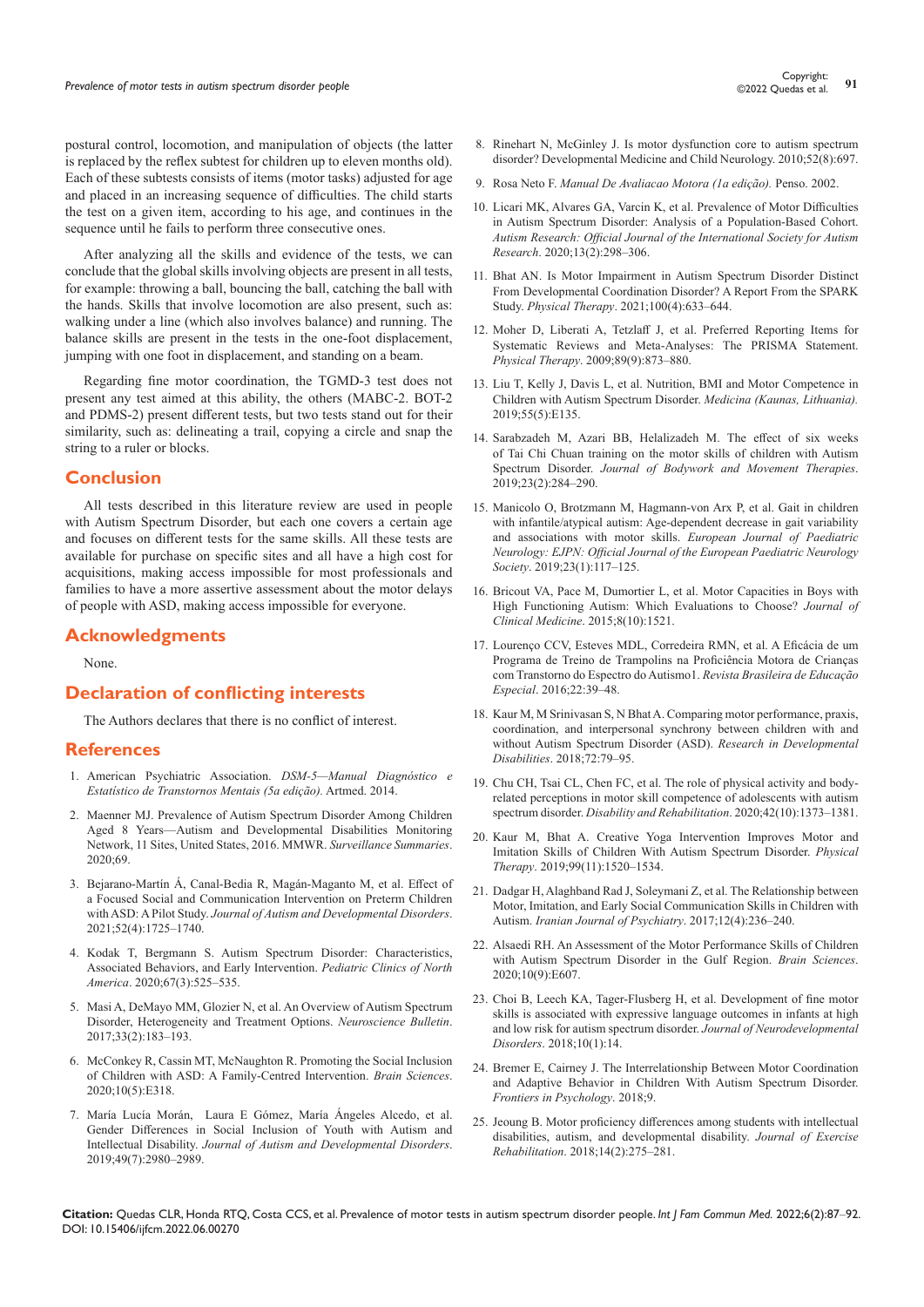postural control, locomotion, and manipulation of objects (the latter is replaced by the reflex subtest for children up to eleven months old). Each of these subtests consists of items (motor tasks) adjusted for age and placed in an increasing sequence of difficulties. The child starts the test on a given item, according to his age, and continues in the sequence until he fails to perform three consecutive ones.

After analyzing all the skills and evidence of the tests, we can conclude that the global skills involving objects are present in all tests, for example: throwing a ball, bouncing the ball, catching the ball with the hands. Skills that involve locomotion are also present, such as: walking under a line (which also involves balance) and running. The balance skills are present in the tests in the one-foot displacement, jumping with one foot in displacement, and standing on a beam.

Regarding fine motor coordination, the TGMD-3 test does not present any test aimed at this ability, the others (MABC-2. BOT-2 and PDMS-2) present different tests, but two tests stand out for their similarity, such as: delineating a trail, copying a circle and snap the string to a ruler or blocks.

## Conclusion

All tests described in this literature review are used in people with Autism Spectrum Disorder, but each one covers a certain age and focuses on different tests for the same skills. All these tests are available for purchase on specific sites and all have a high cost for acquisitions, making access impossible for most professionals and families to have a more assertive assessment about the motor delays of people with ASD, making access impossible for everyone.

## Acknowledgments

None.

## Declaration of conflicting interests

The Authors declares that there is no conflict of interest.

## References

1. American Psychiatric Association. *DSM-5—Manual Diagnóstico e Estatístico de Transtornos Mentais (5a edição).* Artmed. 2014.
2. Maenner MJ. Prevalence of Autism Spectrum Disorder Among Children Aged 8 Years—Autism and Developmental Disabilities Monitoring Network, 11 Sites, United States, 2016. MMWR. *Surveillance Summaries*. 2020;69.
3. Bejarano-Martín Á, Canal-Bedia R, Magán-Maganto M, et al. Effect of a Focused Social and Communication Intervention on Preterm Children with ASD: A Pilot Study. *Journal of Autism and Developmental Disorders*. 2021;52(4):1725–1740.
4. Kodak T, Bergmann S. Autism Spectrum Disorder: Characteristics, Associated Behaviors, and Early Intervention. *Pediatric Clinics of North America*. 2020;67(3):525–535.
5. Masi A, DeMayo MM, Glozier N, et al. An Overview of Autism Spectrum Disorder, Heterogeneity and Treatment Options. *Neuroscience Bulletin*. 2017;33(2):183–193.
6. McConkey R, Cassin MT, McNaughton R. Promoting the Social Inclusion of Children with ASD: A Family-Centred Intervention. *Brain Sciences*. 2020;10(5):E318.
7. María Lucía Morán, Laura E Gómez, María Ángeles Alcedo, et al. Gender Differences in Social Inclusion of Youth with Autism and Intellectual Disability. *Journal of Autism and Developmental Disorders*. 2019;49(7):2980–2989.
8. Rinehart N, McGinley J. Is motor dysfunction core to autism spectrum disorder? Developmental Medicine and Child Neurology. 2010;52(8):697.
9. Rosa Neto F. *Manual De Avaliacao Motora (1a edição).* Penso. 2002.
10. Licari MK, Alvares GA, Varcin K, et al. Prevalence of Motor Difficulties in Autism Spectrum Disorder: Analysis of a Population-Based Cohort. *Autism Research: Official Journal of the International Society for Autism Research*. 2020;13(2):298–306.
11. Bhat AN. Is Motor Impairment in Autism Spectrum Disorder Distinct From Developmental Coordination Disorder? A Report From the SPARK Study. *Physical Therapy*. 2021;100(4):633–644.
12. Moher D, Liberati A, Tetzlaff J, et al. Preferred Reporting Items for Systematic Reviews and Meta-Analyses: The PRISMA Statement. *Physical Therapy*. 2009;89(9):873–880.
13. Liu T, Kelly J, Davis L, et al. Nutrition, BMI and Motor Competence in Children with Autism Spectrum Disorder. *Medicina (Kaunas, Lithuania).* 2019;55(5):E135.
14. Sarabzadeh M, Azari BB, Helalizadeh M. The effect of six weeks of Tai Chi Chuan training on the motor skills of children with Autism Spectrum Disorder. *Journal of Bodywork and Movement Therapies*. 2019;23(2):284–290.
15. Manicolo O, Brotzmann M, Hagmann-von Arx P, et al. Gait in children with infantile/atypical autism: Age-dependent decrease in gait variability and associations with motor skills. *European Journal of Paediatric Neurology: EJPN: Official Journal of the European Paediatric Neurology Society*. 2019;23(1):117–125.
16. Bricout VA, Pace M, Dumortier L, et al. Motor Capacities in Boys with High Functioning Autism: Which Evaluations to Choose? *Journal of Clinical Medicine*. 2015;8(10):1521.
17. Lourenço CCV, Esteves MDL, Corredeira RMN, et al. A Eficácia de um Programa de Treino de Trampolins na Proficiência Motora de Crianças com Transtorno do Espectro do Autismo1. *Revista Brasileira de Educação Especial*. 2016;22:39–48.
18. Kaur M, M Srinivasan S, N Bhat A. Comparing motor performance, praxis, coordination, and interpersonal synchrony between children with and without Autism Spectrum Disorder (ASD). *Research in Developmental Disabilities*. 2018;72:79–95.
19. Chu CH, Tsai CL, Chen FC, et al. The role of physical activity and body-related perceptions in motor skill competence of adolescents with autism spectrum disorder. *Disability and Rehabilitation*. 2020;42(10):1373–1381.
20. Kaur M, Bhat A. Creative Yoga Intervention Improves Motor and Imitation Skills of Children With Autism Spectrum Disorder. *Physical Therapy*. 2019;99(11):1520–1534.
21. Dadgar H, Alaghband Rad J, Soleymani Z, et al. The Relationship between Motor, Imitation, and Early Social Communication Skills in Children with Autism. *Iranian Journal of Psychiatry*. 2017;12(4):236–240.
22. Alsaedi RH. An Assessment of the Motor Performance Skills of Children with Autism Spectrum Disorder in the Gulf Region. *Brain Sciences*. 2020;10(9):E607.
23. Choi B, Leech KA, Tager-Flusberg H, et al. Development of fine motor skills is associated with expressive language outcomes in infants at high and low risk for autism spectrum disorder. *Journal of Neurodevelopmental Disorders*. 2018;10(1):14.
24. Bremer E, Cairney J. The Interrelationship Between Motor Coordination and Adaptive Behavior in Children With Autism Spectrum Disorder. *Frontiers in Psychology*. 2018;9.
25. Jeoung B. Motor proficiency differences among students with intellectual disabilities, autism, and developmental disability. *Journal of Exercise Rehabilitation*. 2018;14(2):275–281.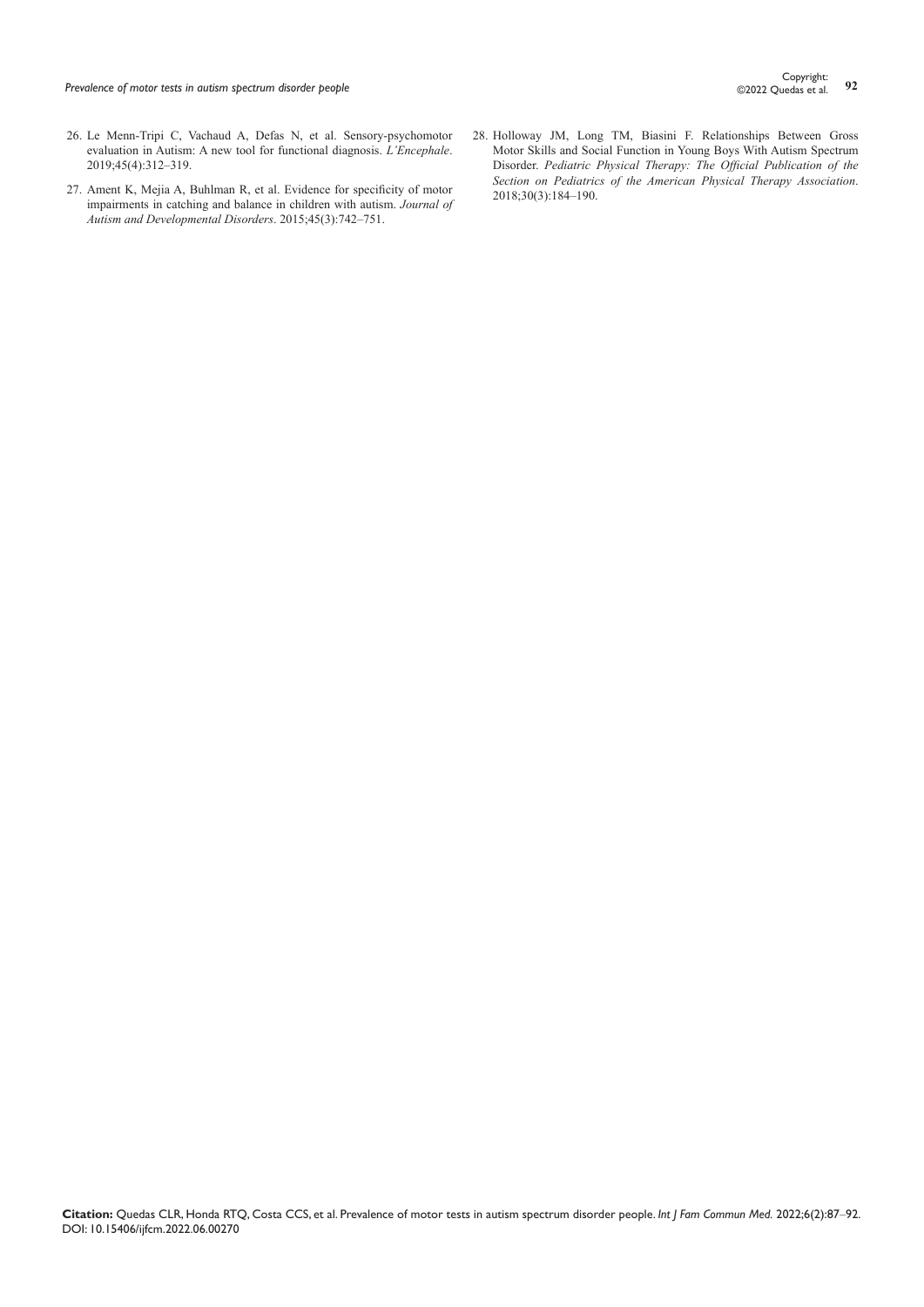26. Le Menn-Tripi C, Vachaud A, Defas N, et al. Sensory-psychomotor evaluation in Autism: A new tool for functional diagnosis. *L'Encephale*. 2019;45(4):312–319.

27. Ament K, Mejia A, Buhlman R, et al. Evidence for specificity of motor impairments in catching and balance in children with autism. *Journal of Autism and Developmental Disorders*. 2015;45(3):742–751.

28. Holloway JM, Long TM, Biasini F. Relationships Between Gross Motor Skills and Social Function in Young Boys With Autism Spectrum Disorder. *Pediatric Physical Therapy: The Official Publication of the Section on Pediatrics of the American Physical Therapy Association*. 2018;30(3):184–190.